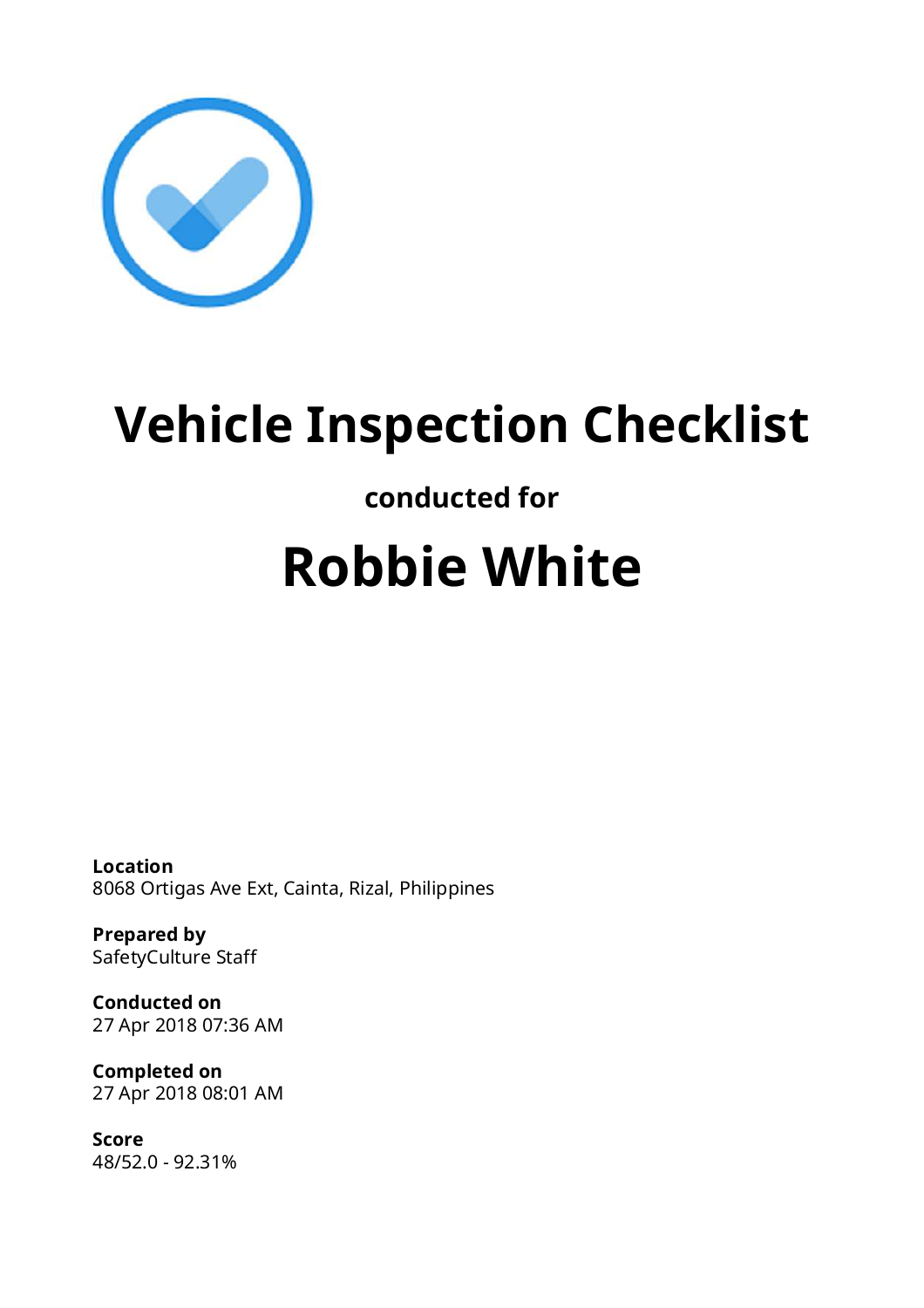# Vehicle Inspection Checklist

**conducted for**

# Robbie White

**Location**
8068 Ortigas Ave Ext, Cainta, Rizal, Philippines

**Prepared by**
SafetyCulture Staff

**Conducted on**
27 Apr 2018 07:36 AM

**Completed on**
27 Apr 2018 08:01 AM

**Score**
48/52.0 - 92.31%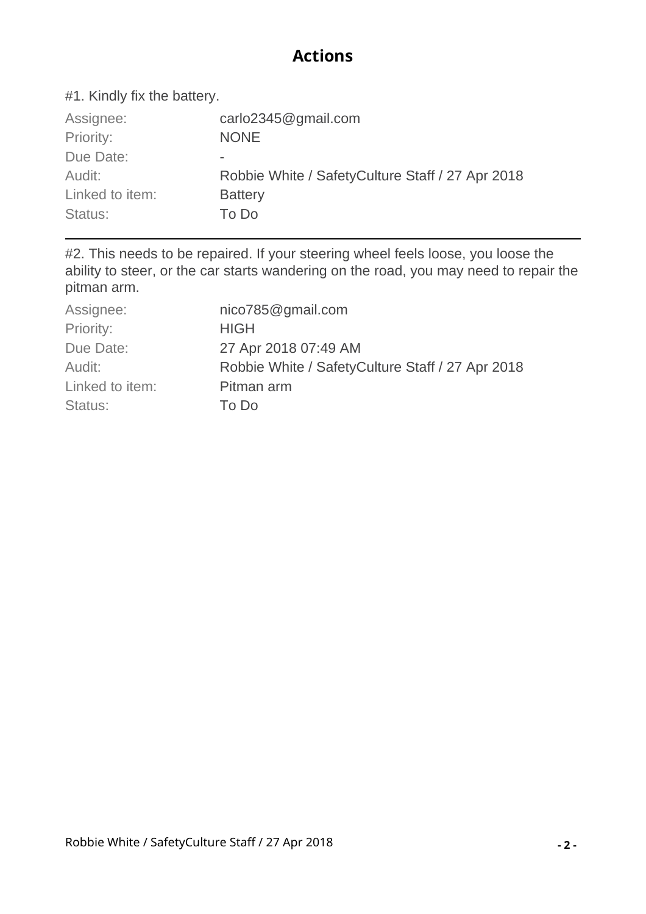## Actions

#1. Kindly fix the battery.

| | |
|---|---|
| Assignee: | carlo2345@gmail.com |
| Priority: | NONE |
| Due Date: | - |
| Audit: | Robbie White / SafetyCulture Staff / 27 Apr 2018 |
| Linked to item: | Battery |
| Status: | To Do |

---

#2. This needs to be repaired. If your steering wheel feels loose, you loose the ability to steer, or the car starts wandering on the road, you may need to repair the pitman arm.

| | |
|---|---|
| Assignee: | nico785@gmail.com |
| Priority: | HIGH |
| Due Date: | 27 Apr 2018 07:49 AM |
| Audit: | Robbie White / SafetyCulture Staff / 27 Apr 2018 |
| Linked to item: | Pitman arm |
| Status: | To Do |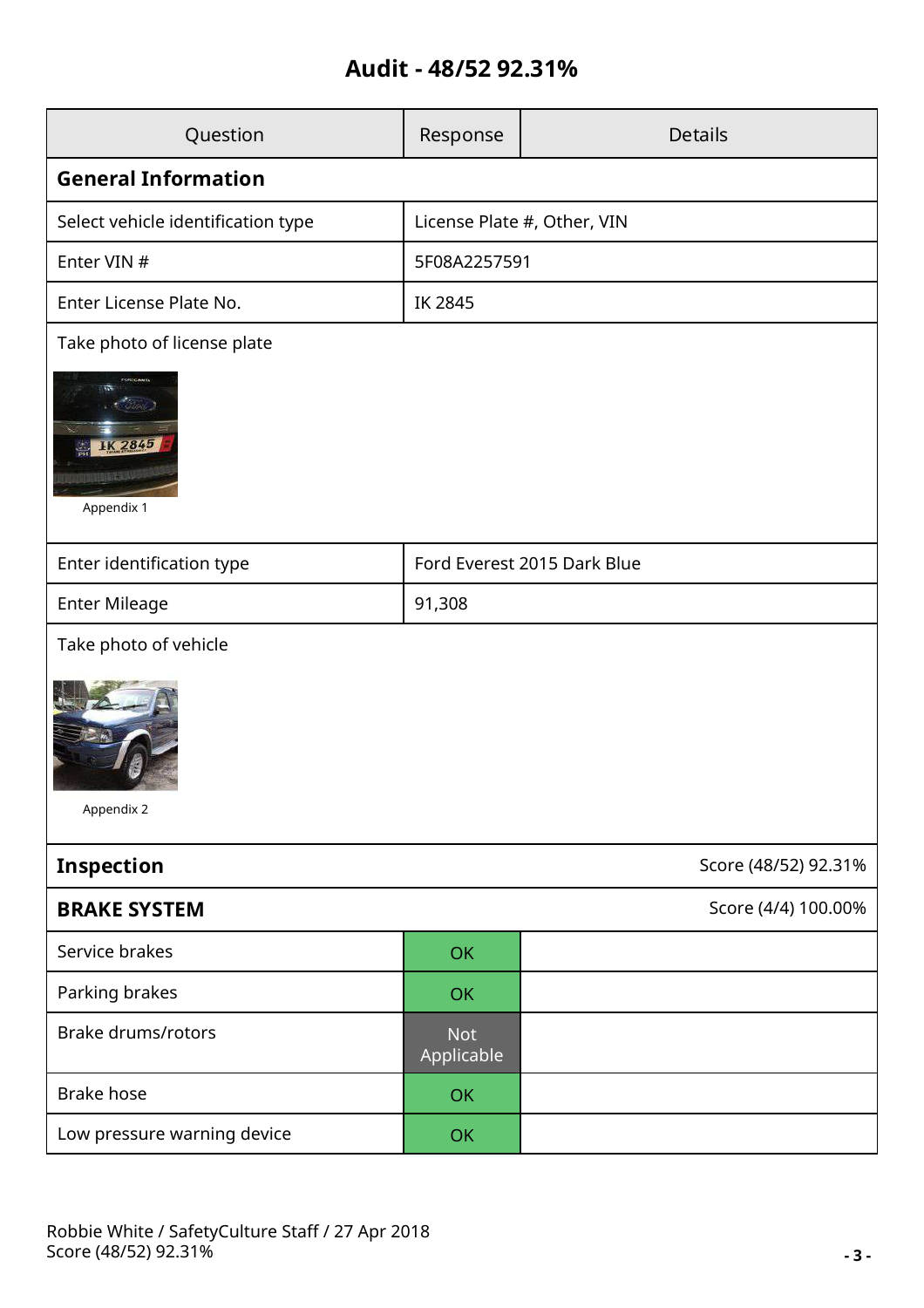# Audit - 48/52 92.31%

| Question | Response | Details |
|---|---|---|
| **General Information** | | |
| Select vehicle identification type | License Plate #, Other, VIN | |
| Enter VIN # | 5F08A2257591 | |
| Enter License Plate No. | IK 2845 | |
| Take photo of license plate<br>Appendix 1 | | |
| Enter identification type | Ford Everest 2015 Dark Blue | |
| Enter Mileage | 91,308 | |
| Take photo of vehicle<br>Appendix 2 | | |
| **Inspection** | | Score (48/52) 92.31% |
| **BRAKE SYSTEM** | | Score (4/4) 100.00% |
| Service brakes | OK | |
| Parking brakes | OK | |
| Brake drums/rotors | Not Applicable | |
| Brake hose | OK | |
| Low pressure warning device | OK | |

Robbie White / SafetyCulture Staff / 27 Apr 2018
Score (48/52) 92.31%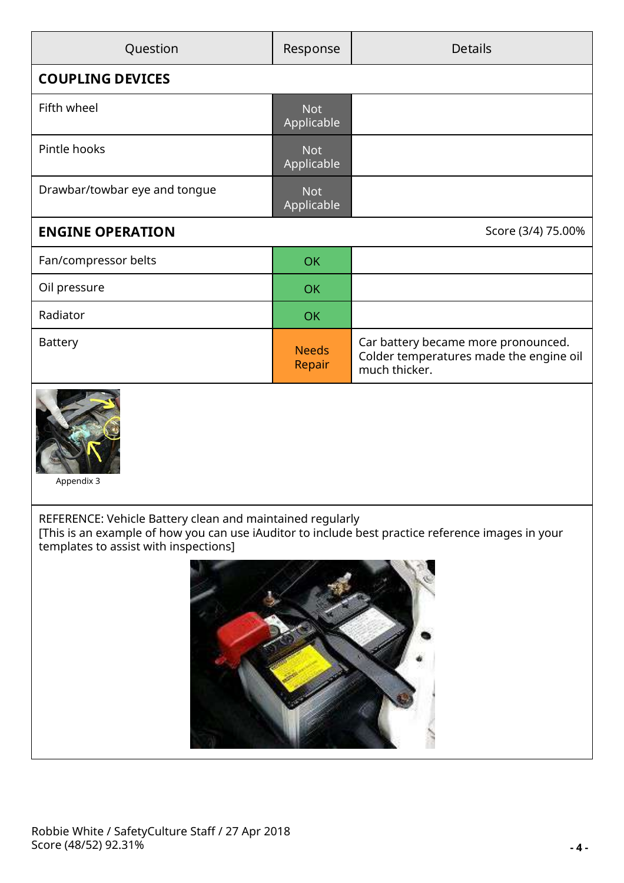| Question | Response | Details |
|---|---|---|
| **COUPLING DEVICES** | | |
| Fifth wheel | Not Applicable | |
| Pintle hooks | Not Applicable | |
| Drawbar/towbar eye and tongue | Not Applicable | |
| **ENGINE OPERATION** | | Score (3/4) 75.00% |
| Fan/compressor belts | OK | |
| Oil pressure | OK | |
| Radiator | OK | |
| Battery | Needs Repair | Car battery became more pronounced. Colder temperatures made the engine oil much thicker. |

Appendix 3

REFERENCE: Vehicle Battery clean and maintained regularly
[This is an example of how you can use iAuditor to include best practice reference images in your templates to assist with inspections]

Robbie White / SafetyCulture Staff / 27 Apr 2018
Score (48/52) 92.31%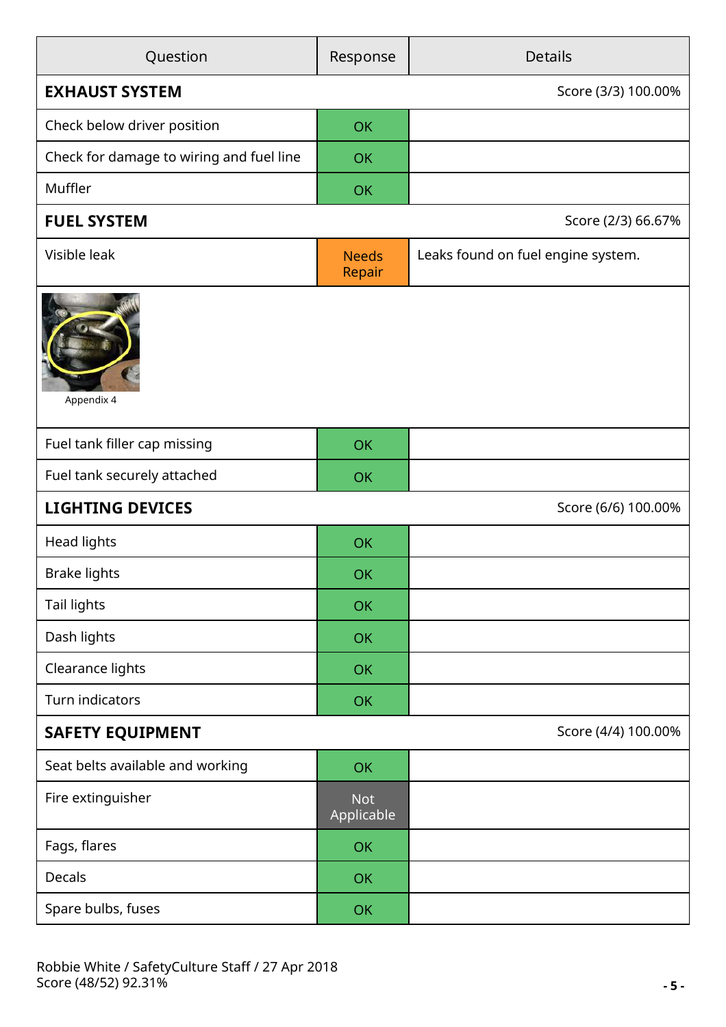| Question | Response | Details |
|---|---|---|
| **EXHAUST SYSTEM** | | Score (3/3) 100.00% |
| Check below driver position | OK | |
| Check for damage to wiring and fuel line | OK | |
| Muffler | OK | |
| **FUEL SYSTEM** | | Score (2/3) 66.67% |
| Visible leak | Needs Repair | Leaks found on fuel engine system. |
| Appendix 4 | | |
| Fuel tank filler cap missing | OK | |
| Fuel tank securely attached | OK | |
| **LIGHTING DEVICES** | | Score (6/6) 100.00% |
| Head lights | OK | |
| Brake lights | OK | |
| Tail lights | OK | |
| Dash lights | OK | |
| Clearance lights | OK | |
| Turn indicators | OK | |
| **SAFETY EQUIPMENT** | | Score (4/4) 100.00% |
| Seat belts available and working | OK | |
| Fire extinguisher | Not Applicable | |
| Fags, flares | OK | |
| Decals | OK | |
| Spare bulbs, fuses | OK | |

Robbie White / SafetyCulture Staff / 27 Apr 2018
Score (48/52) 92.31%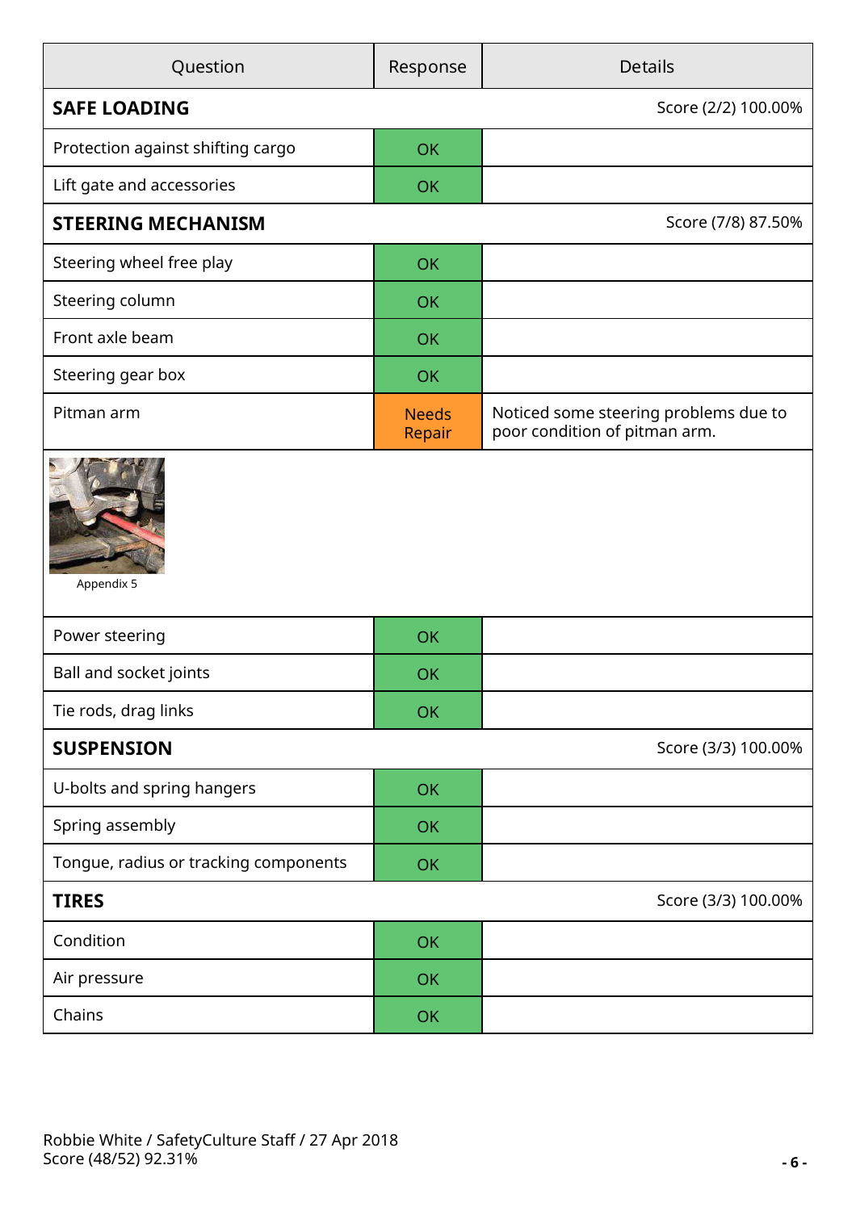| Question | Response | Details |
|---|---|---|
| **SAFE LOADING** | | Score (2/2) 100.00% |
| Protection against shifting cargo | OK | |
| Lift gate and accessories | OK | |
| **STEERING MECHANISM** | | Score (7/8) 87.50% |
| Steering wheel free play | OK | |
| Steering column | OK | |
| Front axle beam | OK | |
| Steering gear box | OK | |
| Pitman arm | Needs Repair | Noticed some steering problems due to poor condition of pitman arm. |
| Appendix 5 | | |
| Power steering | OK | |
| Ball and socket joints | OK | |
| Tie rods, drag links | OK | |
| **SUSPENSION** | | Score (3/3) 100.00% |
| U-bolts and spring hangers | OK | |
| Spring assembly | OK | |
| Tongue, radius or tracking components | OK | |
| **TIRES** | | Score (3/3) 100.00% |
| Condition | OK | |
| Air pressure | OK | |
| Chains | OK | |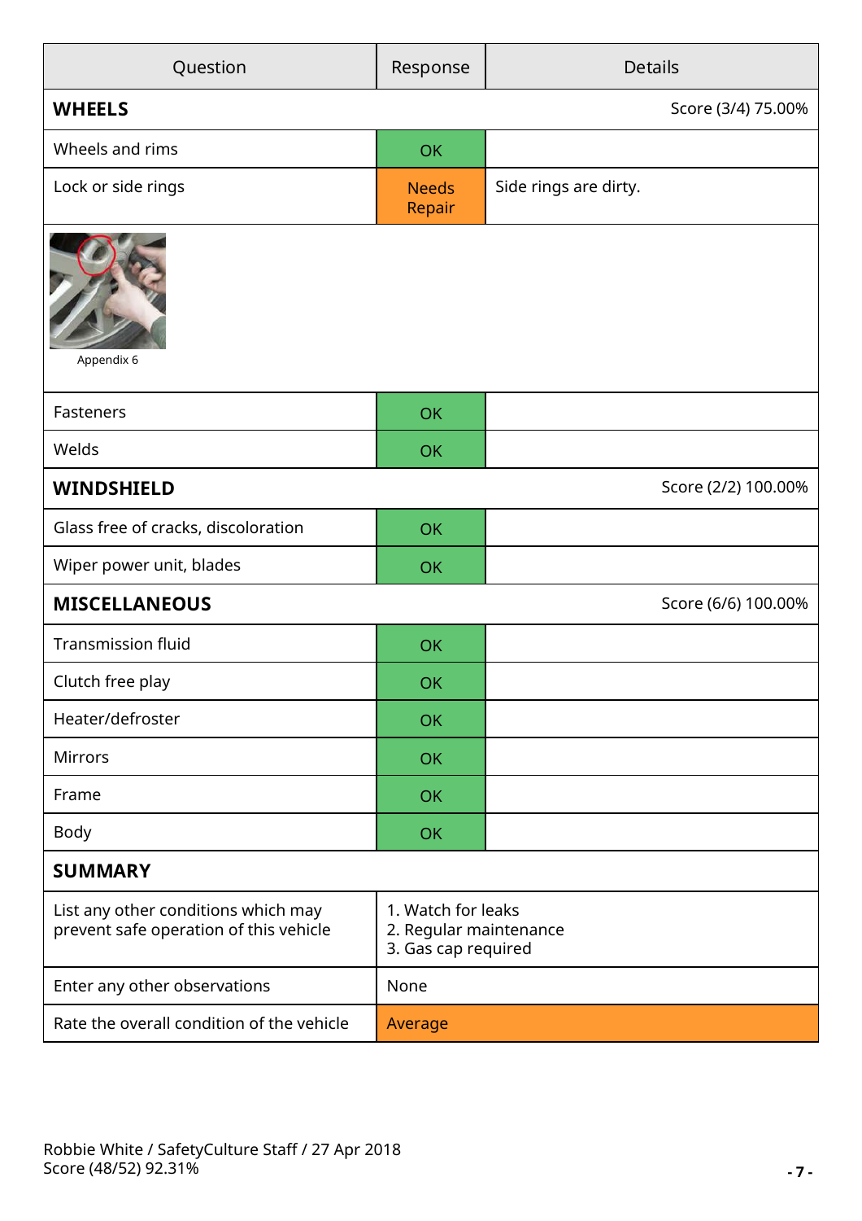| Question | Response | Details |
| --- | --- | --- |
| **WHEELS** | | Score (3/4) 75.00% |
| Wheels and rims | OK | |
| Lock or side rings | Needs Repair | Side rings are dirty. |
| Appendix 6 | | |
| Fasteners | OK | |
| Welds | OK | |
| **WINDSHIELD** | | Score (2/2) 100.00% |
| Glass free of cracks, discoloration | OK | |
| Wiper power unit, blades | OK | |
| **MISCELLANEOUS** | | Score (6/6) 100.00% |
| Transmission fluid | OK | |
| Clutch free play | OK | |
| Heater/defroster | OK | |
| Mirrors | OK | |
| Frame | OK | |
| Body | OK | |
| **SUMMARY** | | |
| List any other conditions which may prevent safe operation of this vehicle | 1. Watch for leaks<br>2. Regular maintenance<br>3. Gas cap required | |
| Enter any other observations | None | |
| Rate the overall condition of the vehicle | Average | |

Robbie White / SafetyCulture Staff / 27 Apr 2018
Score (48/52) 92.31%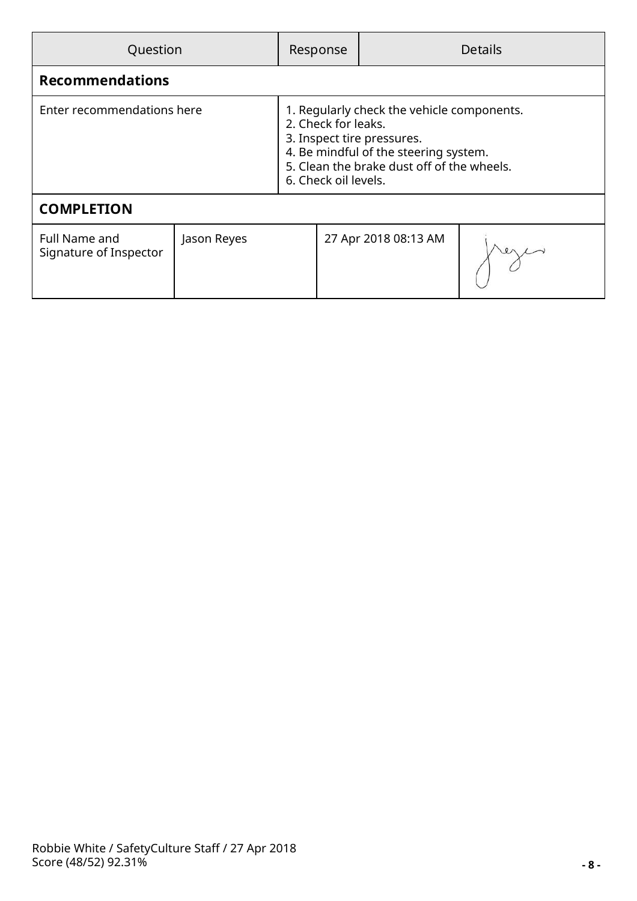| Question | Response | Details |
| --- | --- | --- |
| **Recommendations** | | |
| Enter recommendations here | 1. Regularly check the vehicle components.<br>2. Check for leaks.<br>3. Inspect tire pressures.<br>4. Be mindful of the steering system.<br>5. Clean the brake dust off of the wheels.<br>6. Check oil levels. | |

**COMPLETION**

| | | | |
| --- | --- | --- | --- |
| Full Name and Signature of Inspector | Jason Reyes | 27 Apr 2018 08:13 AM | |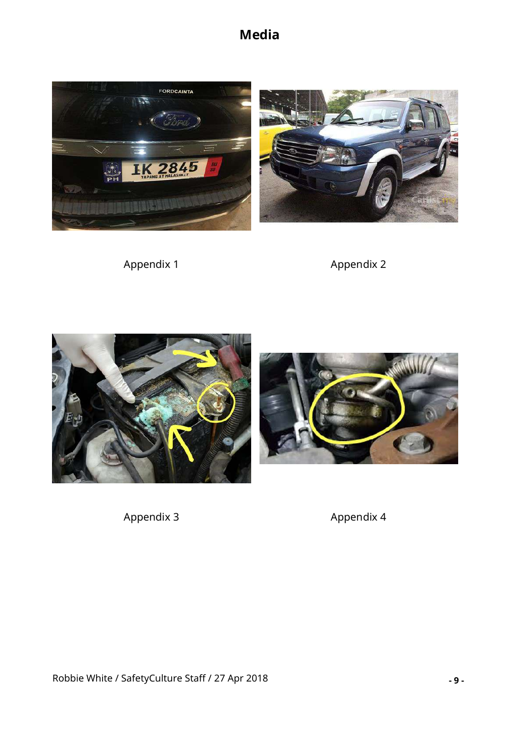# Media

Appendix 1

Appendix 2

Appendix 3

Appendix 4

Robbie White / SafetyCulture Staff / 27 Apr 2018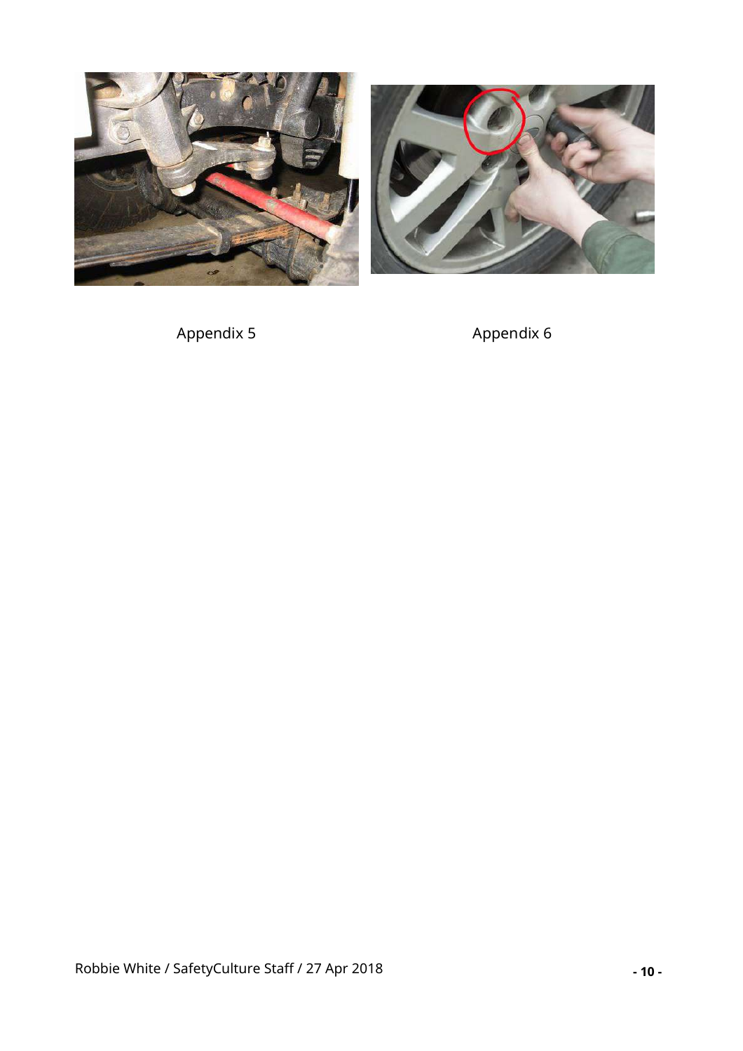Appendix 5

Appendix 6